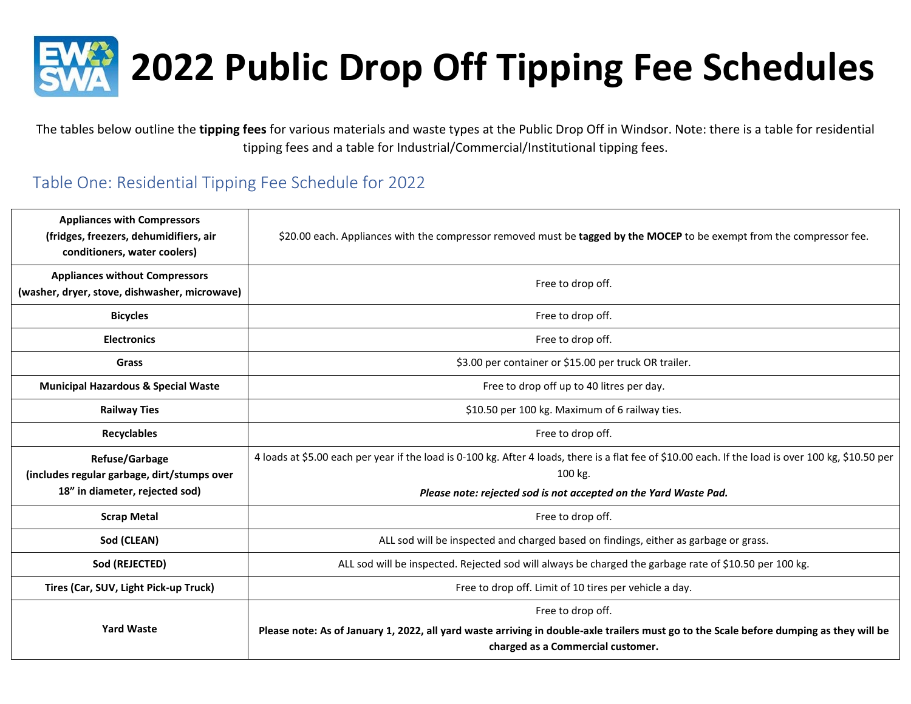# 2022 Public Drop Off Tipping Fee Schedules

The tables below outline the **tipping fees** for various materials and waste types at the Public Drop Off in Windsor. Note: there is a table for residential tipping fees and a table for Industrial/Commercial/Institutional tipping fees.

## Table One: Residential Tipping Fee Schedule for 2022

| | |
|---|---|
| **Appliances with Compressors (fridges, freezers, dehumidifiers, air conditioners, water coolers)** | $20.00 each. Appliances with the compressor removed must be **tagged by the MOCEP** to be exempt from the compressor fee. |
| **Appliances without Compressors (washer, dryer, stove, dishwasher, microwave)** | Free to drop off. |
| **Bicycles** | Free to drop off. |
| **Electronics** | Free to drop off. |
| **Grass** | $3.00 per container or $15.00 per truck OR trailer. |
| **Municipal Hazardous & Special Waste** | Free to drop off up to 40 litres per day. |
| **Railway Ties** | $10.50 per 100 kg. Maximum of 6 railway ties. |
| **Recyclables** | Free to drop off. |
| **Refuse/Garbage (includes regular garbage, dirt/stumps over 18" in diameter, rejected sod)** | 4 loads at $5.00 each per year if the load is 0-100 kg. After 4 loads, there is a flat fee of $10.00 each. If the load is over 100 kg, $10.50 per 100 kg. ***Please note: rejected sod is not accepted on the Yard Waste Pad.*** |
| **Scrap Metal** | Free to drop off. |
| **Sod (CLEAN)** | ALL sod will be inspected and charged based on findings, either as garbage or grass. |
| **Sod (REJECTED)** | ALL sod will be inspected. Rejected sod will always be charged the garbage rate of $10.50 per 100 kg. |
| **Tires (Car, SUV, Light Pick-up Truck)** | Free to drop off. Limit of 10 tires per vehicle a day. |
| **Yard Waste** | Free to drop off. **Please note: As of January 1, 2022, all yard waste arriving in double-axle trailers must go to the Scale before dumping as they will be charged as a Commercial customer.** |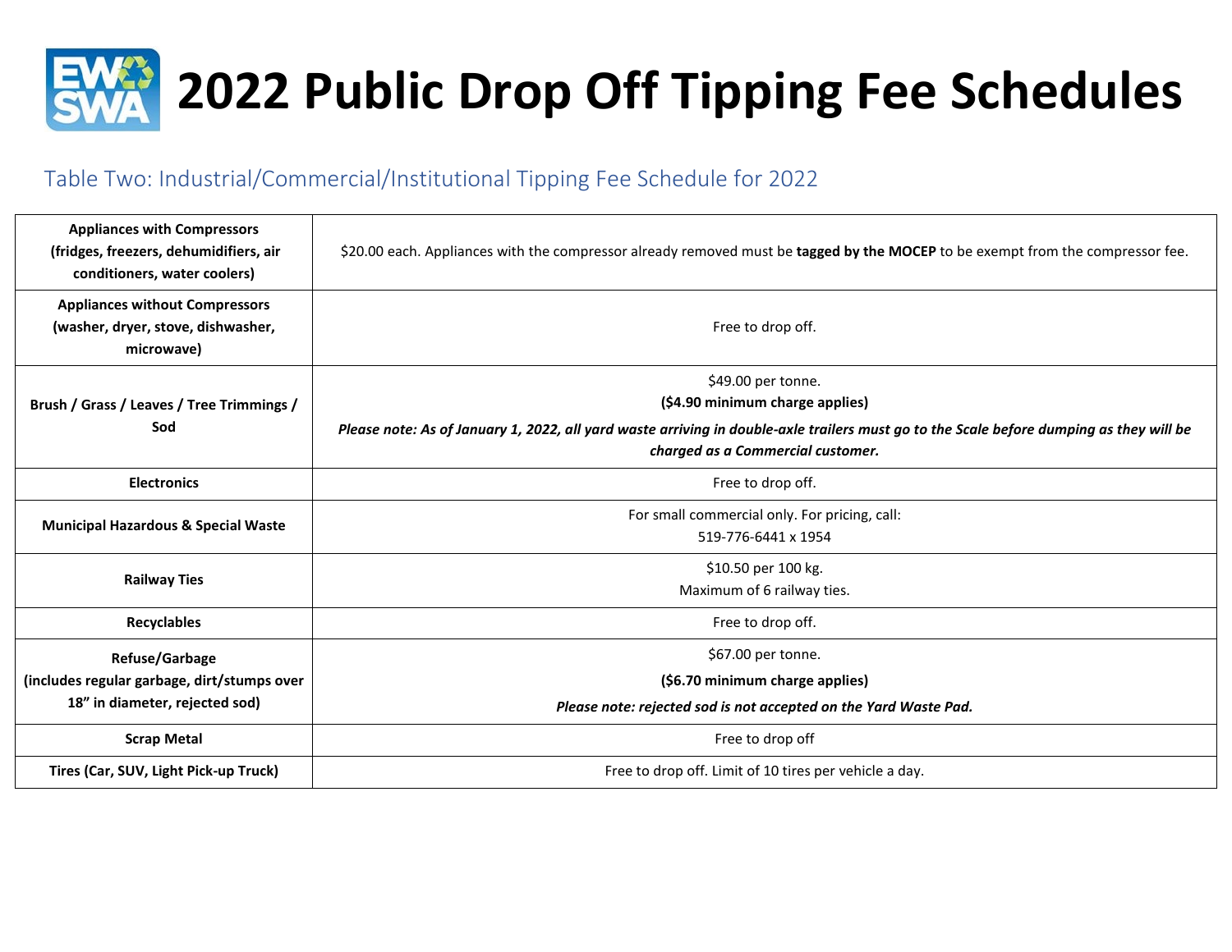# 2022 Public Drop Off Tipping Fee Schedules

## Table Two: Industrial/Commercial/Institutional Tipping Fee Schedule for 2022

| | |
|---|---|
| **Appliances with Compressors (fridges, freezers, dehumidifiers, air conditioners, water coolers)** | $20.00 each. Appliances with the compressor already removed must be **tagged by the MOCEP** to be exempt from the compressor fee. |
| **Appliances without Compressors (washer, dryer, stove, dishwasher, microwave)** | Free to drop off. |
| **Brush / Grass / Leaves / Tree Trimmings / Sod** | $49.00 per tonne.<br>**($4.90 minimum charge applies)**<br>***Please note: As of January 1, 2022, all yard waste arriving in double-axle trailers must go to the Scale before dumping as they will be charged as a Commercial customer.*** |
| **Electronics** | Free to drop off. |
| **Municipal Hazardous & Special Waste** | For small commercial only. For pricing, call:<br>519-776-6441 x 1954 |
| **Railway Ties** | $10.50 per 100 kg.<br>Maximum of 6 railway ties. |
| **Recyclables** | Free to drop off. |
| **Refuse/Garbage (includes regular garbage, dirt/stumps over 18” in diameter, rejected sod)** | $67.00 per tonne.<br>**($6.70 minimum charge applies)**<br>***Please note: rejected sod is not accepted on the Yard Waste Pad.*** |
| **Scrap Metal** | Free to drop off |
| **Tires (Car, SUV, Light Pick-up Truck)** | Free to drop off. Limit of 10 tires per vehicle a day. |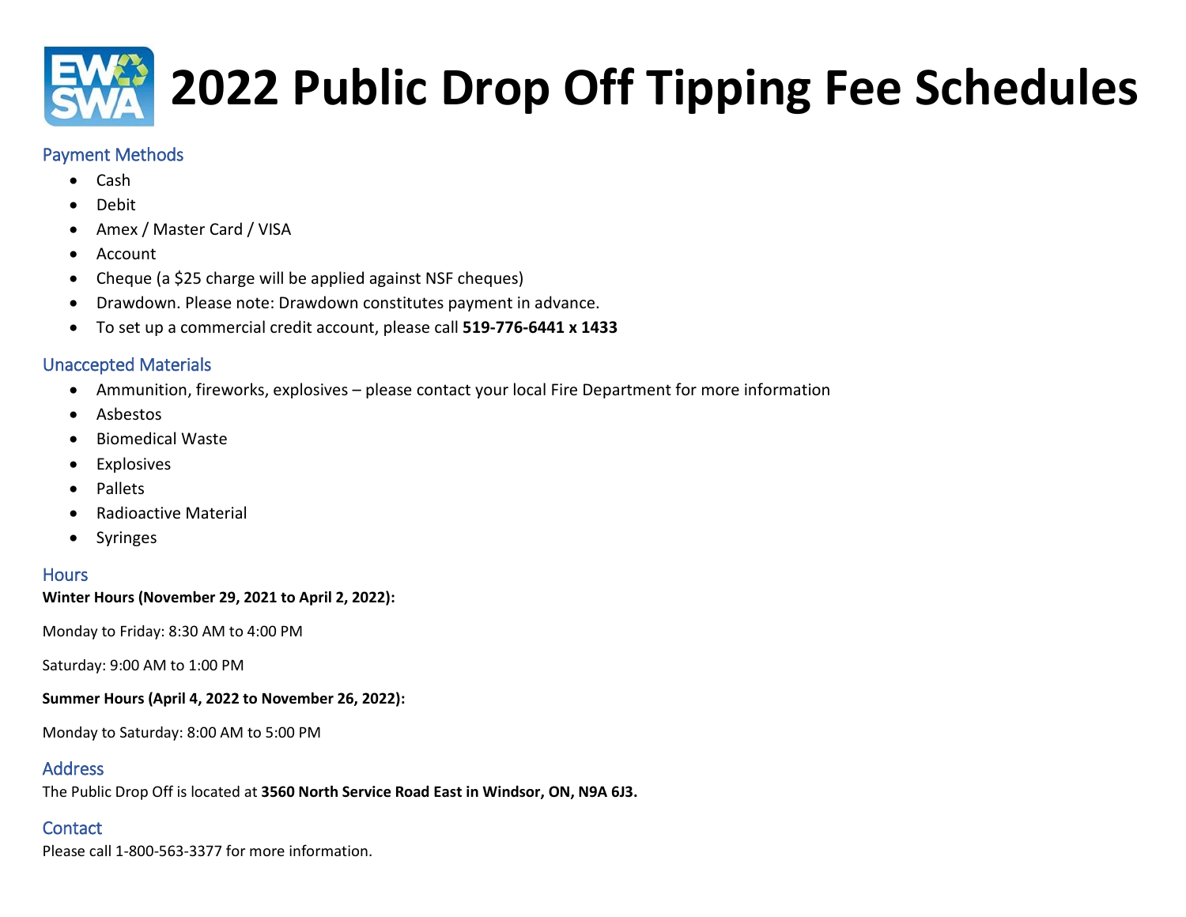# 2022 Public Drop Off Tipping Fee Schedules

## Payment Methods

- Cash
- Debit
- Amex / Master Card / VISA
- Account
- Cheque (a $25 charge will be applied against NSF cheques)
- Drawdown. Please note: Drawdown constitutes payment in advance.
- To set up a commercial credit account, please call **519-776-6441 x 1433**

## Unaccepted Materials

- Ammunition, fireworks, explosives – please contact your local Fire Department for more information
- Asbestos
- Biomedical Waste
- Explosives
- Pallets
- Radioactive Material
- Syringes

## Hours

**Winter Hours (November 29, 2021 to April 2, 2022):**

Monday to Friday: 8:30 AM to 4:00 PM

Saturday: 9:00 AM to 1:00 PM

**Summer Hours (April 4, 2022 to November 26, 2022):**

Monday to Saturday: 8:00 AM to 5:00 PM

## Address

The Public Drop Off is located at **3560 North Service Road East in Windsor, ON, N9A 6J3.**

## Contact

Please call 1-800-563-3377 for more information.